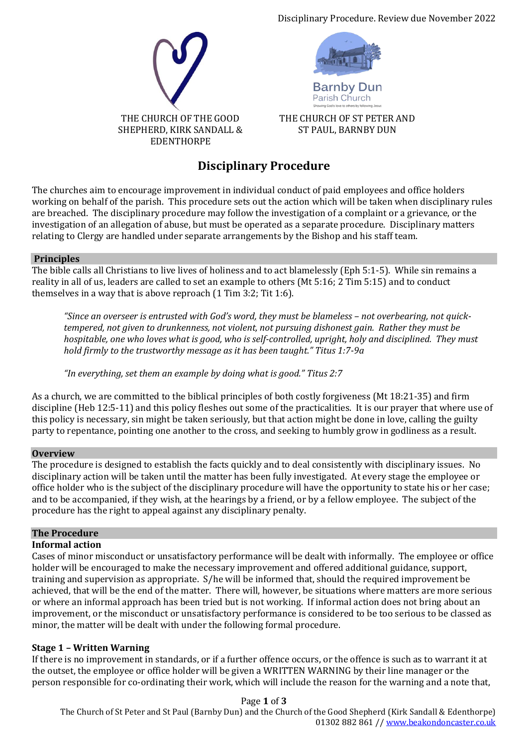THE CHURCH OF THE GOOD SHEPHERD, KIRK SANDALL & EDENTHORPE

THE CHURCH OF ST PETER AND ST PAUL, BARNBY DUN

# Disciplinary Procedure

The churches aim to encourage improvement in individual conduct of paid employees and office holders working on behalf of the parish. This procedure sets out the action which will be taken when disciplinary rules are breached. The disciplinary procedure may follow the investigation of a complaint or a grievance, or the investigation of an allegation of abuse, but must be operated as a separate procedure. Disciplinary matters relating to Clergy are handled under separate arrangements by the Bishop and his staff team.

## Principles

The bible calls all Christians to live lives of holiness and to act blamelessly (Eph 5:1-5). While sin remains a reality in all of us, leaders are called to set an example to others (Mt 5:16; 2 Tim 5:15) and to conduct themselves in a way that is above reproach (1 Tim 3:2; Tit 1:6).

> *"Since an overseer is entrusted with God's word, they must be blameless – not overbearing, not quick-tempered, not given to drunkenness, not violent, not pursuing dishonest gain. Rather they must be hospitable, one who loves what is good, who is self-controlled, upright, holy and disciplined. They must hold firmly to the trustworthy message as it has been taught." Titus 1:7-9a*
>
> *"In everything, set them an example by doing what is good." Titus 2:7*

As a church, we are committed to the biblical principles of both costly forgiveness (Mt 18:21-35) and firm discipline (Heb 12:5-11) and this policy fleshes out some of the practicalities. It is our prayer that where use of this policy is necessary, sin might be taken seriously, but that action might be done in love, calling the guilty party to repentance, pointing one another to the cross, and seeking to humbly grow in godliness as a result.

## Overview

The procedure is designed to establish the facts quickly and to deal consistently with disciplinary issues. No disciplinary action will be taken until the matter has been fully investigated. At every stage the employee or office holder who is the subject of the disciplinary procedure will have the opportunity to state his or her case; and to be accompanied, if they wish, at the hearings by a friend, or by a fellow employee. The subject of the procedure has the right to appeal against any disciplinary penalty.

## The Procedure

### Informal action

Cases of minor misconduct or unsatisfactory performance will be dealt with informally. The employee or office holder will be encouraged to make the necessary improvement and offered additional guidance, support, training and supervision as appropriate. S/he will be informed that, should the required improvement be achieved, that will be the end of the matter. There will, however, be situations where matters are more serious or where an informal approach has been tried but is not working. If informal action does not bring about an improvement, or the misconduct or unsatisfactory performance is considered to be too serious to be classed as minor, the matter will be dealt with under the following formal procedure.

### Stage 1 – Written Warning

If there is no improvement in standards, or if a further offence occurs, or the offence is such as to warrant it at the outset, the employee or office holder will be given a WRITTEN WARNING by their line manager or the person responsible for co-ordinating their work, which will include the reason for the warning and a note that,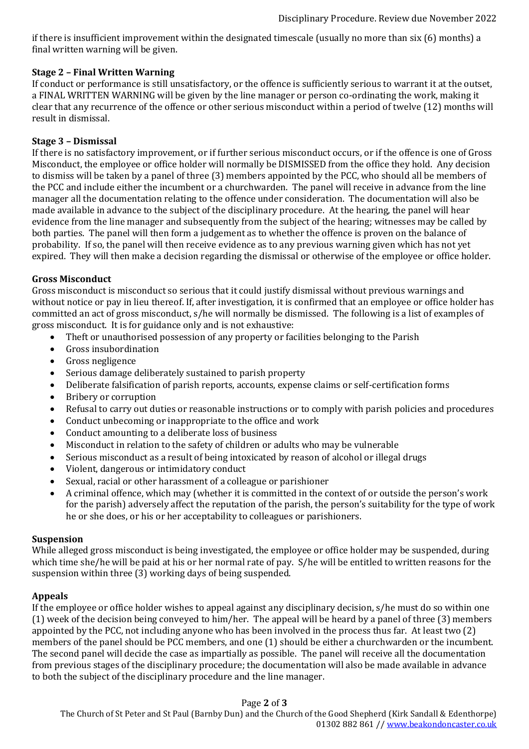if there is insufficient improvement within the designated timescale (usually no more than six (6) months) a final written warning will be given.

**Stage 2 – Final Written Warning**

If conduct or performance is still unsatisfactory, or the offence is sufficiently serious to warrant it at the outset, a FINAL WRITTEN WARNING will be given by the line manager or person co-ordinating the work, making it clear that any recurrence of the offence or other serious misconduct within a period of twelve (12) months will result in dismissal.

**Stage 3 – Dismissal**

If there is no satisfactory improvement, or if further serious misconduct occurs, or if the offence is one of Gross Misconduct, the employee or office holder will normally be DISMISSED from the office they hold. Any decision to dismiss will be taken by a panel of three (3) members appointed by the PCC, who should all be members of the PCC and include either the incumbent or a churchwarden. The panel will receive in advance from the line manager all the documentation relating to the offence under consideration. The documentation will also be made available in advance to the subject of the disciplinary procedure. At the hearing, the panel will hear evidence from the line manager and subsequently from the subject of the hearing; witnesses may be called by both parties. The panel will then form a judgement as to whether the offence is proven on the balance of probability. If so, the panel will then receive evidence as to any previous warning given which has not yet expired. They will then make a decision regarding the dismissal or otherwise of the employee or office holder.

**Gross Misconduct**

Gross misconduct is misconduct so serious that it could justify dismissal without previous warnings and without notice or pay in lieu thereof. If, after investigation, it is confirmed that an employee or office holder has committed an act of gross misconduct, s/he will normally be dismissed. The following is a list of examples of gross misconduct. It is for guidance only and is not exhaustive:

- Theft or unauthorised possession of any property or facilities belonging to the Parish
- Gross insubordination
- Gross negligence
- Serious damage deliberately sustained to parish property
- Deliberate falsification of parish reports, accounts, expense claims or self-certification forms
- Bribery or corruption
- Refusal to carry out duties or reasonable instructions or to comply with parish policies and procedures
- Conduct unbecoming or inappropriate to the office and work
- Conduct amounting to a deliberate loss of business
- Misconduct in relation to the safety of children or adults who may be vulnerable
- Serious misconduct as a result of being intoxicated by reason of alcohol or illegal drugs
- Violent, dangerous or intimidatory conduct
- Sexual, racial or other harassment of a colleague or parishioner
- A criminal offence, which may (whether it is committed in the context of or outside the person's work for the parish) adversely affect the reputation of the parish, the person's suitability for the type of work he or she does, or his or her acceptability to colleagues or parishioners.

**Suspension**

While alleged gross misconduct is being investigated, the employee or office holder may be suspended, during which time she/he will be paid at his or her normal rate of pay. S/he will be entitled to written reasons for the suspension within three (3) working days of being suspended.

**Appeals**

If the employee or office holder wishes to appeal against any disciplinary decision, s/he must do so within one (1) week of the decision being conveyed to him/her. The appeal will be heard by a panel of three (3) members appointed by the PCC, not including anyone who has been involved in the process thus far. At least two (2) members of the panel should be PCC members, and one (1) should be either a churchwarden or the incumbent. The second panel will decide the case as impartially as possible. The panel will receive all the documentation from previous stages of the disciplinary procedure; the documentation will also be made available in advance to both the subject of the disciplinary procedure and the line manager.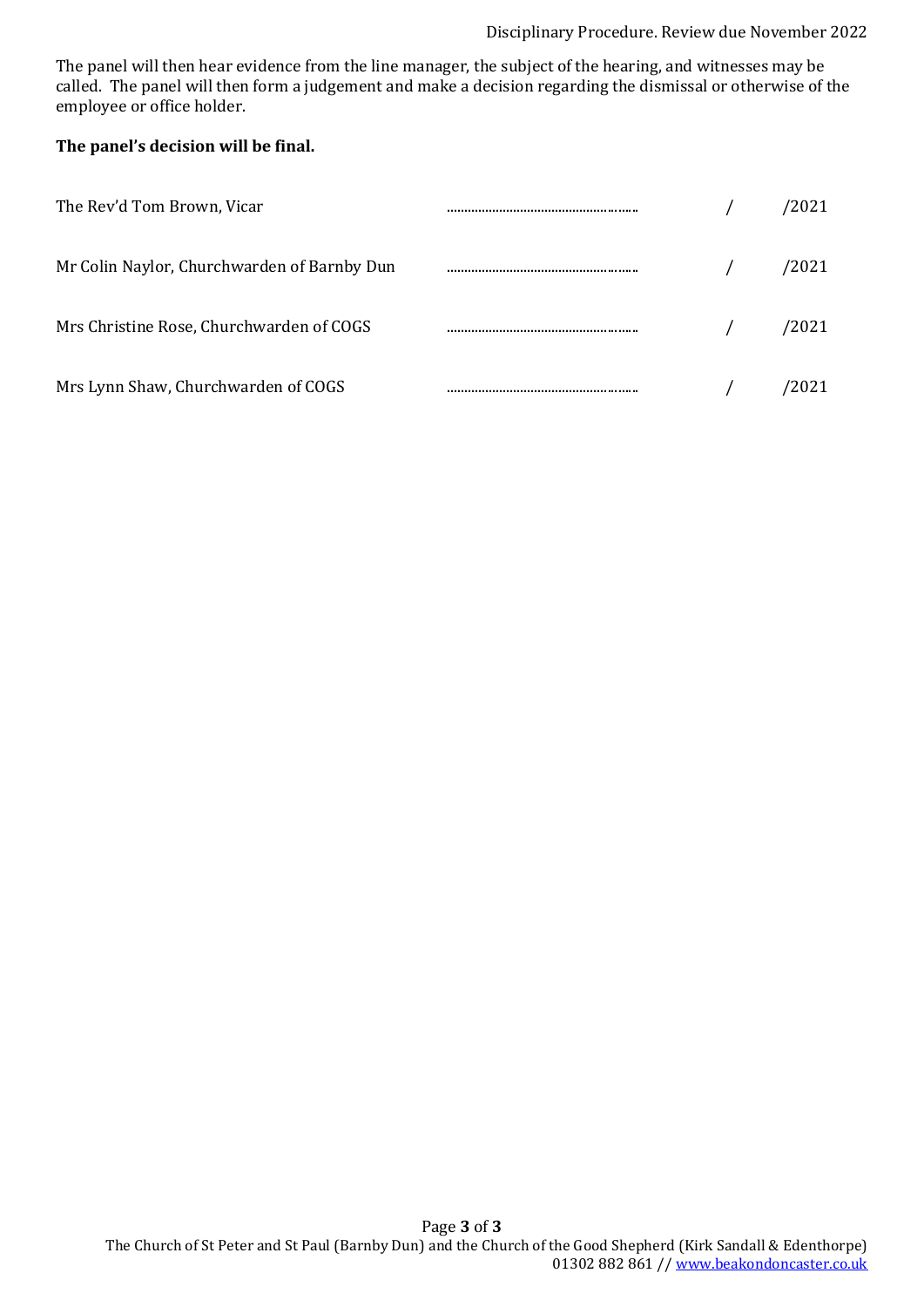The panel will then hear evidence from the line manager, the subject of the hearing, and witnesses may be called. The panel will then form a judgement and make a decision regarding the dismissal or otherwise of the employee or office holder.

**The panel's decision will be final.**

| | | |
|---|---|---|
| The Rev'd Tom Brown, Vicar | ........................................................ | / /2021 |
| Mr Colin Naylor, Churchwarden of Barnby Dun | ........................................................ | / /2021 |
| Mrs Christine Rose, Churchwarden of COGS | ........................................................ | / /2021 |
| Mrs Lynn Shaw, Churchwarden of COGS | ........................................................ | / /2021 |